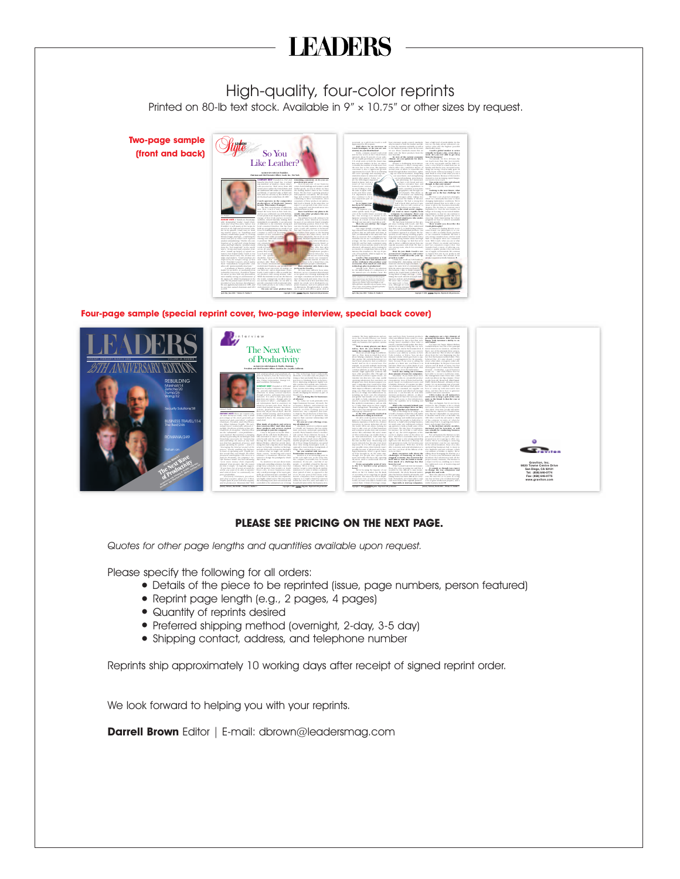# LEADERS

## High-quality, four-color reprints

Printed on 80-lb text stock. Available in 9" × 10.75" or other sizes by request.

**Two-page sample (front and back)**

**Four-page sample (special reprint cover, two-page interview, special back cover)**

**PLEASE SEE PRICING ON THE NEXT PAGE.**

*Quotes for other page lengths and quantities available upon request.*

Please specify the following for all orders:

- Details of the piece to be reprinted (issue, page numbers, person featured)
- Reprint page length (e.g., 2 pages, 4 pages)
- Quantity of reprints desired
- Preferred shipping method (overnight, 2-day, 3-5 day)
- Shipping contact, address, and telephone number

Reprints ship approximately 10 working days after receipt of signed reprint order.

We look forward to helping you with your reprints.

**Darrell Brown** Editor | E-mail: dbrown@leadersmag.com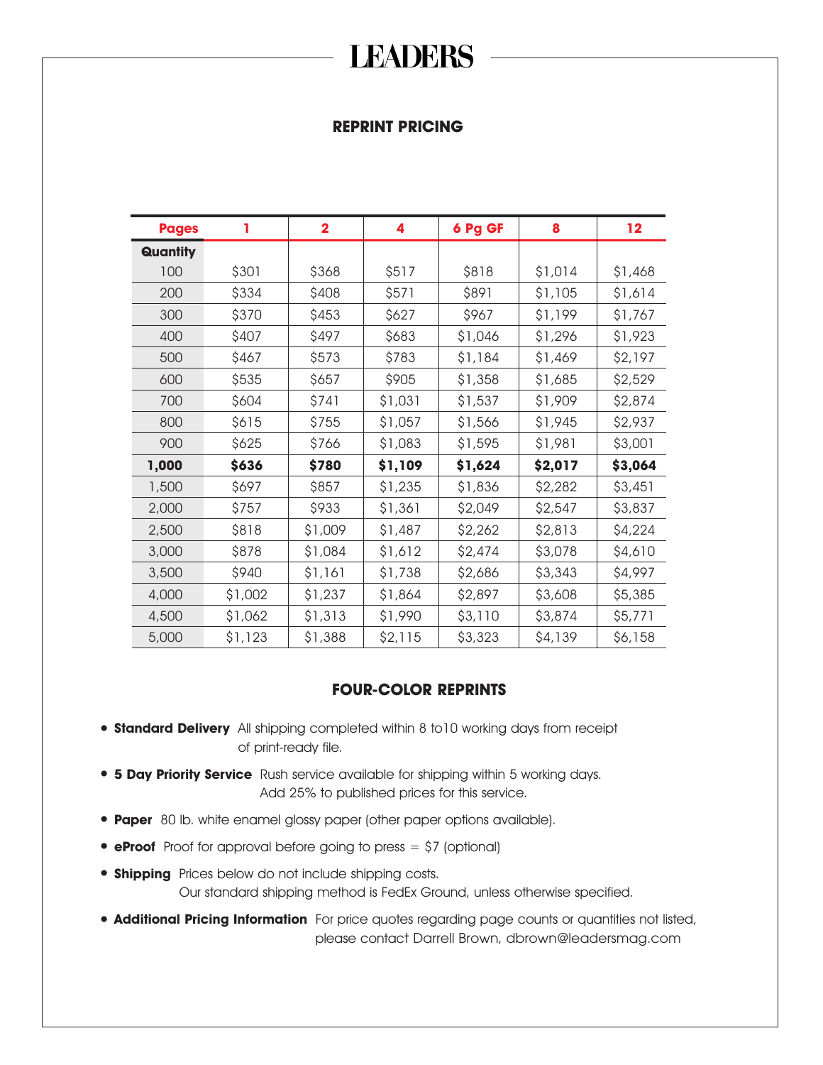# LEADERS

## REPRINT PRICING

| Pages | 1 | 2 | 4 | 6 Pg GF | 8 | 12 |
|---|---|---|---|---|---|---|
| **Quantity** | | | | | | |
| 100 | $301 | $368 | $517 | $818 | $1,014 | $1,468 |
| 200 | $334 | $408 | $571 | $891 | $1,105 | $1,614 |
| 300 | $370 | $453 | $627 | $967 | $1,199 | $1,767 |
| 400 | $407 | $497 | $683 | $1,046 | $1,296 | $1,923 |
| 500 | $467 | $573 | $783 | $1,184 | $1,469 | $2,197 |
| 600 | $535 | $657 | $905 | $1,358 | $1,685 | $2,529 |
| 700 | $604 | $741 | $1,031 | $1,537 | $1,909 | $2,874 |
| 800 | $615 | $755 | $1,057 | $1,566 | $1,945 | $2,937 |
| 900 | $625 | $766 | $1,083 | $1,595 | $1,981 | $3,001 |
| **1,000** | **$636** | **$780** | **$1,109** | **$1,624** | **$2,017** | **$3,064** |
| 1,500 | $697 | $857 | $1,235 | $1,836 | $2,282 | $3,451 |
| 2,000 | $757 | $933 | $1,361 | $2,049 | $2,547 | $3,837 |
| 2,500 | $818 | $1,009 | $1,487 | $2,262 | $2,813 | $4,224 |
| 3,000 | $878 | $1,084 | $1,612 | $2,474 | $3,078 | $4,610 |
| 3,500 | $940 | $1,161 | $1,738 | $2,686 | $3,343 | $4,997 |
| 4,000 | $1,002 | $1,237 | $1,864 | $2,897 | $3,608 | $5,385 |
| 4,500 | $1,062 | $1,313 | $1,990 | $3,110 | $3,874 | $5,771 |
| 5,000 | $1,123 | $1,388 | $2,115 | $3,323 | $4,139 | $6,158 |

## FOUR-COLOR REPRINTS

- **Standard Delivery** All shipping completed within 8 to10 working days from receipt of print-ready file.
- **5 Day Priority Service** Rush service available for shipping within 5 working days. Add 25% to published prices for this service.
- **Paper** 80 lb. white enamel glossy paper (other paper options available).
- **eProof** Proof for approval before going to press = $7 (optional)
- **Shipping** Prices below do not include shipping costs. Our standard shipping method is FedEx Ground, unless otherwise specified.
- **Additional Pricing Information** For price quotes regarding page counts or quantities not listed, please contact Darrell Brown, dbrown@leadersmag.com